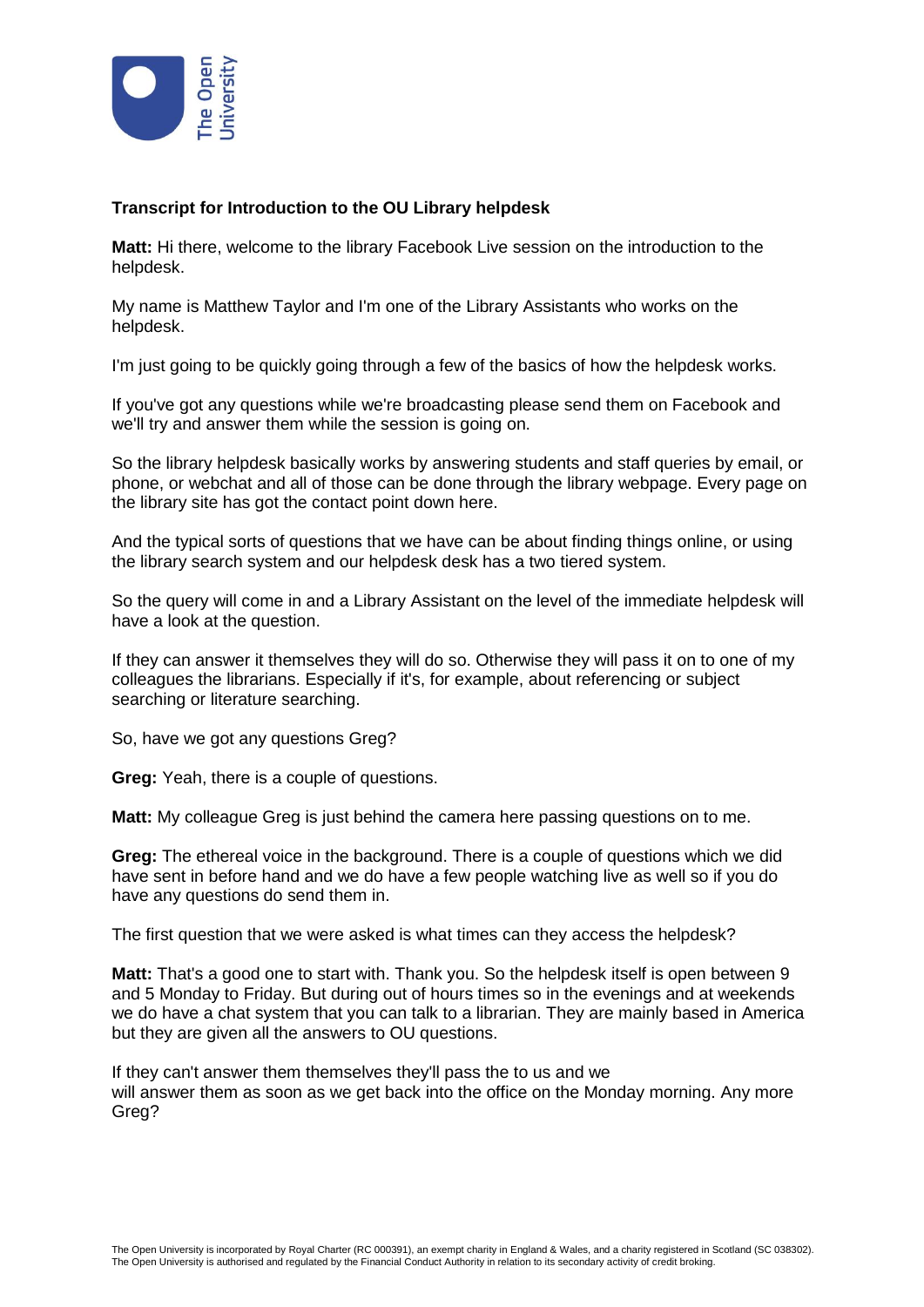**Transcript for Introduction to the OU Library helpdesk**

**Matt:** Hi there, welcome to the library Facebook Live session on the introduction to the helpdesk.

My name is Matthew Taylor and I'm one of the Library Assistants who works on the helpdesk.

I'm just going to be quickly going through a few of the basics of how the helpdesk works.

If you've got any questions while we're broadcasting please send them on Facebook and we'll try and answer them while the session is going on.

So the library helpdesk basically works by answering students and staff queries by email, or phone, or webchat and all of those can be done through the library webpage. Every page on the library site has got the contact point down here.

And the typical sorts of questions that we have can be about finding things online, or using the library search system and our helpdesk desk has a two tiered system.

So the query will come in and a Library Assistant on the level of the immediate helpdesk will have a look at the question.

If they can answer it themselves they will do so. Otherwise they will pass it on to one of my colleagues the librarians. Especially if it's, for example, about referencing or subject searching or literature searching.

So, have we got any questions Greg?

**Greg:** Yeah, there is a couple of questions.

**Matt:** My colleague Greg is just behind the camera here passing questions on to me.

**Greg:** The ethereal voice in the background. There is a couple of questions which we did have sent in before hand and we do have a few people watching live as well so if you do have any questions do send them in.

The first question that we were asked is what times can they access the helpdesk?

**Matt:** That's a good one to start with. Thank you. So the helpdesk itself is open between 9 and 5 Monday to Friday. But during out of hours times so in the evenings and at weekends we do have a chat system that you can talk to a librarian. They are mainly based in America but they are given all the answers to OU questions.

If they can't answer them themselves they'll pass the to us and we will answer them as soon as we get back into the office on the Monday morning. Any more Greg?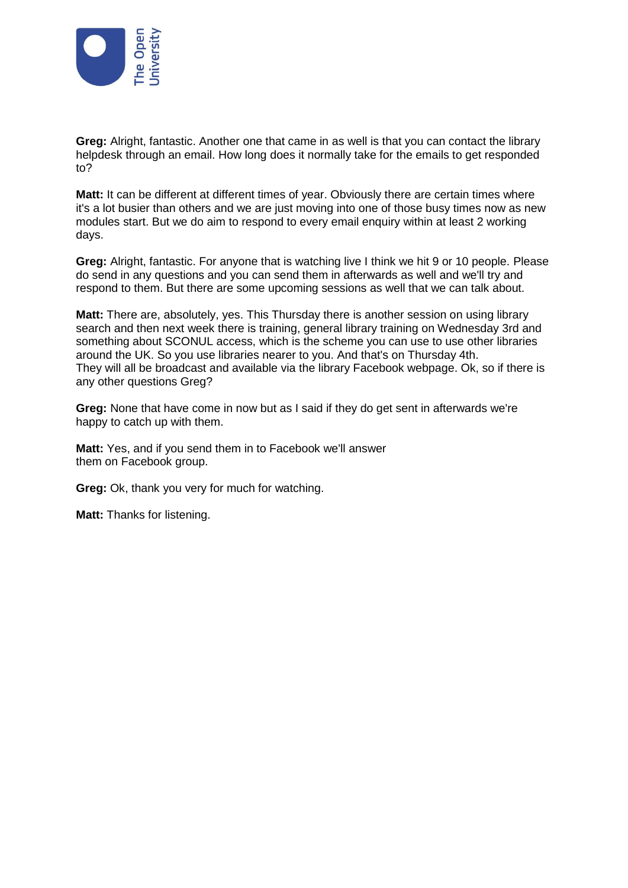**Greg:** Alright, fantastic. Another one that came in as well is that you can contact the library helpdesk through an email. How long does it normally take for the emails to get responded to?

**Matt:** It can be different at different times of year. Obviously there are certain times where it's a lot busier than others and we are just moving into one of those busy times now as new modules start. But we do aim to respond to every email enquiry within at least 2 working days.

**Greg:** Alright, fantastic. For anyone that is watching live I think we hit 9 or 10 people. Please do send in any questions and you can send them in afterwards as well and we'll try and respond to them. But there are some upcoming sessions as well that we can talk about.

**Matt:** There are, absolutely, yes. This Thursday there is another session on using library search and then next week there is training, general library training on Wednesday 3rd and something about SCONUL access, which is the scheme you can use to use other libraries around the UK. So you use libraries nearer to you. And that's on Thursday 4th.
They will all be broadcast and available via the library Facebook webpage. Ok, so if there is any other questions Greg?

**Greg:** None that have come in now but as I said if they do get sent in afterwards we're happy to catch up with them.

**Matt:** Yes, and if you send them in to Facebook we'll answer them on Facebook group.

**Greg:** Ok, thank you very for much for watching.

**Matt:** Thanks for listening.